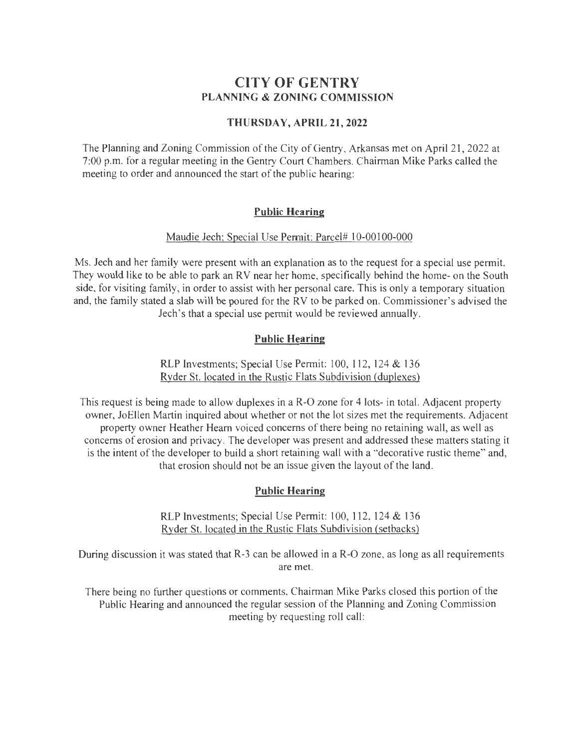# CITY OF GENTRY
## PLANNING & ZONING COMMISSION

### THURSDAY, APRIL 21, 2022

The Planning and Zoning Commission of the City of Gentry, Arkansas met on April 21, 2022 at 7:00 p.m. for a regular meeting in the Gentry Court Chambers. Chairman Mike Parks called the meeting to order and announced the start of the public hearing:

#### Public Hearing

Maudie Jech: Special Use Permit: Parcel# 10-00100-000

Ms. Jech and her family were present with an explanation as to the request for a special use permit. They would like to be able to park an RV near her home, specifically behind the home- on the South side, for visiting family, in order to assist with her personal care. This is only a temporary situation and, the family stated a slab will be poured for the RV to be parked on. Commissioner's advised the Jech's that a special use permit would be reviewed annually.

#### Public Hearing

RLP Investments; Special Use Permit: 100, 112, 124 & 136 Ryder St. located in the Rustic Flats Subdivision (duplexes)

This request is being made to allow duplexes in a R-O zone for 4 lots- in total. Adjacent property owner, JoEllen Martin inquired about whether or not the lot sizes met the requirements. Adjacent property owner Heather Hearn voiced concerns of there being no retaining wall, as well as concerns of erosion and privacy. The developer was present and addressed these matters stating it is the intent of the developer to build a short retaining wall with a "decorative rustic theme" and, that erosion should not be an issue given the layout of the land.

#### Public Hearing

RLP Investments; Special Use Permit: 100, 112, 124 & 136 Ryder St. located in the Rustic Flats Subdivision (setbacks)

During discussion it was stated that R-3 can be allowed in a R-O zone, as long as all requirements are met.

There being no further questions or comments, Chairman Mike Parks closed this portion of the Public Hearing and announced the regular session of the Planning and Zoning Commission meeting by requesting roll call: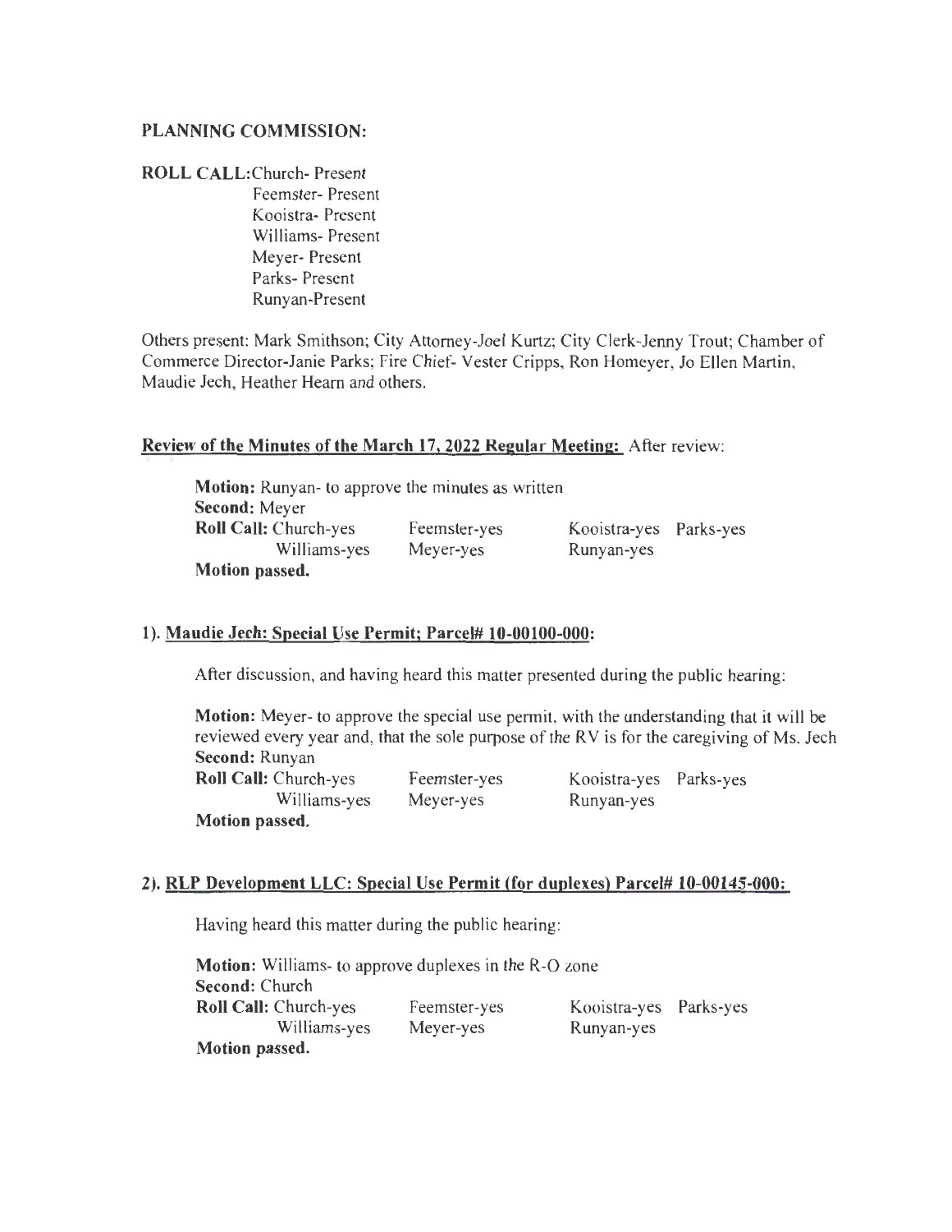**PLANNING COMMISSION:**

**ROLL CALL:** Church- Present
Feemster- Present
Kooistra- Present
Williams- Present
Meyer- Present
Parks- Present
Runyan-Present

Others present: Mark Smithson; City Attorney-Joel Kurtz; City Clerk-Jenny Trout; Chamber of Commerce Director-Janie Parks; Fire Chief- Vester Cripps, Ron Homeyer, Jo Ellen Martin, Maudie Jech, Heather Hearn and others.

**Review of the Minutes of the March 17, 2022 Regular Meeting:** After review:

> **Motion:** Runyan- to approve the minutes as written
> **Second:** Meyer
> **Roll Call:** Church-yes Feemster-yes Kooistra-yes Parks-yes
> Williams-yes Meyer-yes Runyan-yes
> **Motion passed.**

**1). Maudie Jech: Special Use Permit; Parcel# 10-00100-000:**

After discussion, and having heard this matter presented during the public hearing:

> **Motion:** Meyer- to approve the special use permit, with the understanding that it will be reviewed every year and, that the sole purpose of the RV is for the caregiving of Ms. Jech
> **Second:** Runyan
> **Roll Call:** Church-yes Feemster-yes Kooistra-yes Parks-yes
> Williams-yes Meyer-yes Runyan-yes
> **Motion passed.**

**2). RLP Development LLC: Special Use Permit (for duplexes) Parcel# 10-00145-000:**

Having heard this matter during the public hearing:

> **Motion:** Williams- to approve duplexes in the R-O zone
> **Second:** Church
> **Roll Call:** Church-yes Feemster-yes Kooistra-yes Parks-yes
> Williams-yes Meyer-yes Runyan-yes
> **Motion passed.**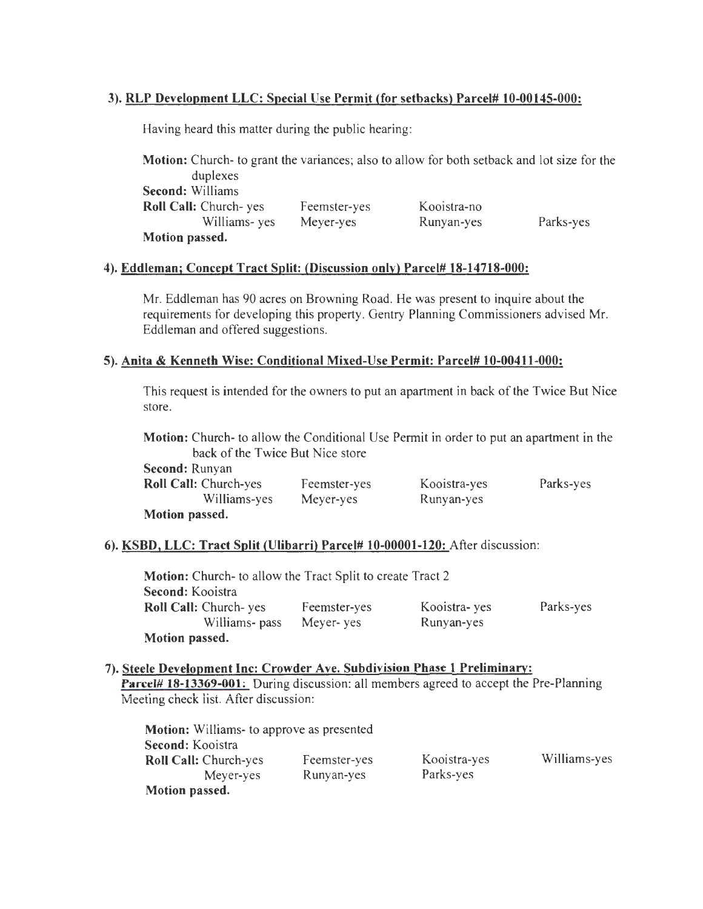### 3). <u>RLP Development LLC: Special Use Permit (for setbacks) Parcel# 10-00145-000:</u>

Having heard this matter during the public hearing:

**Motion:** Church- to grant the variances; also to allow for both setback and lot size for the duplexes
**Second:** Williams
**Roll Call:** Church- yes Feemster-yes Kooistra-no
Williams- yes Meyer-yes Runyan-yes Parks-yes
**Motion passed.**

### 4). <u>Eddleman; Concept Tract Split: (Discussion only) Parcel# 18-14718-000:</u>

Mr. Eddleman has 90 acres on Browning Road. He was present to inquire about the requirements for developing this property. Gentry Planning Commissioners advised Mr. Eddleman and offered suggestions.

### 5). <u>Anita & Kenneth Wise: Conditional Mixed-Use Permit: Parcel# 10-00411-000:</u>

This request is intended for the owners to put an apartment in back of the Twice But Nice store.

**Motion:** Church- to allow the Conditional Use Permit in order to put an apartment in the back of the Twice But Nice store
**Second:** Runyan
**Roll Call:** Church-yes Feemster-yes Kooistra-yes Parks-yes
Williams-yes Meyer-yes Runyan-yes
**Motion passed.**

### 6). <u>KSBD, LLC: Tract Split (Ulibarri) Parcel# 10-00001-120:</u> After discussion:

**Motion:** Church- to allow the Tract Split to create Tract 2
**Second:** Kooistra
**Roll Call:** Church- yes Feemster-yes Kooistra- yes Parks-yes
Williams- pass Meyer- yes Runyan-yes
**Motion passed.**

### 7). <u>Steele Development Inc: Crowder Ave. Subdivision Phase 1 Preliminary:</u>

<u>**Parcel# 18-13369-001:**</u> During discussion: all members agreed to accept the Pre-Planning Meeting check list. After discussion:

**Motion:** Williams- to approve as presented
**Second:** Kooistra
**Roll Call:** Church-yes Feemster-yes Kooistra-yes Williams-yes
Meyer-yes Runyan-yes Parks-yes
**Motion passed.**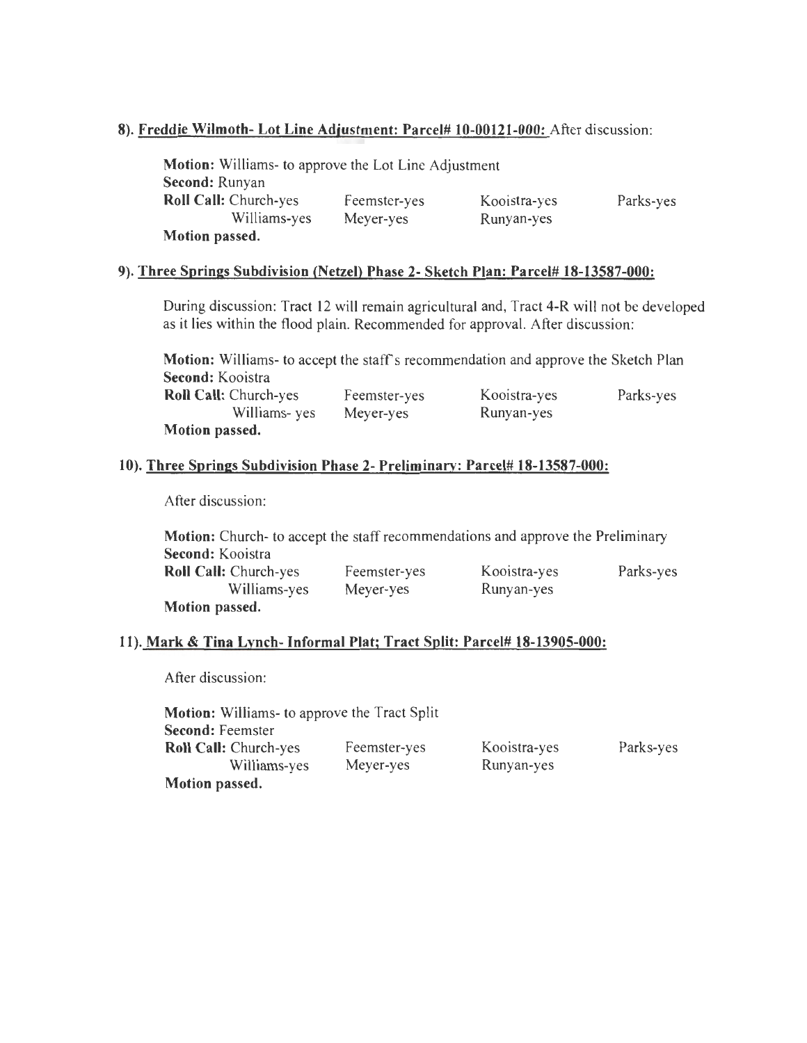**8). Freddie Wilmoth- Lot Line Adjustment: Parcel# 10-00121-000:** After discussion:

**Motion:** Williams- to approve the Lot Line Adjustment
**Second:** Runyan
**Roll Call:** Church-yes Feemster-yes Kooistra-yes Parks-yes
Williams-yes Meyer-yes Runyan-yes
**Motion passed.**

**9). Three Springs Subdivision (Netzel) Phase 2- Sketch Plan: Parcel# 18-13587-000:**

During discussion: Tract 12 will remain agricultural and, Tract 4-R will not be developed as it lies within the flood plain. Recommended for approval. After discussion:

**Motion:** Williams- to accept the staff's recommendation and approve the Sketch Plan
**Second:** Kooistra
**Roll Call:** Church-yes Feemster-yes Kooistra-yes Parks-yes
Williams- yes Meyer-yes Runyan-yes
**Motion passed.**

**10). Three Springs Subdivision Phase 2- Preliminary: Parcel# 18-13587-000:**

After discussion:

**Motion:** Church- to accept the staff recommendations and approve the Preliminary
**Second:** Kooistra
**Roll Call:** Church-yes Feemster-yes Kooistra-yes Parks-yes
Williams-yes Meyer-yes Runyan-yes
**Motion passed.**

**11). Mark & Tina Lynch- Informal Plat; Tract Split: Parcel# 18-13905-000:**

After discussion:

**Motion:** Williams- to approve the Tract Split
**Second:** Feemster
**Roll Call:** Church-yes Feemster-yes Kooistra-yes Parks-yes
Williams-yes Meyer-yes Runyan-yes
**Motion passed.**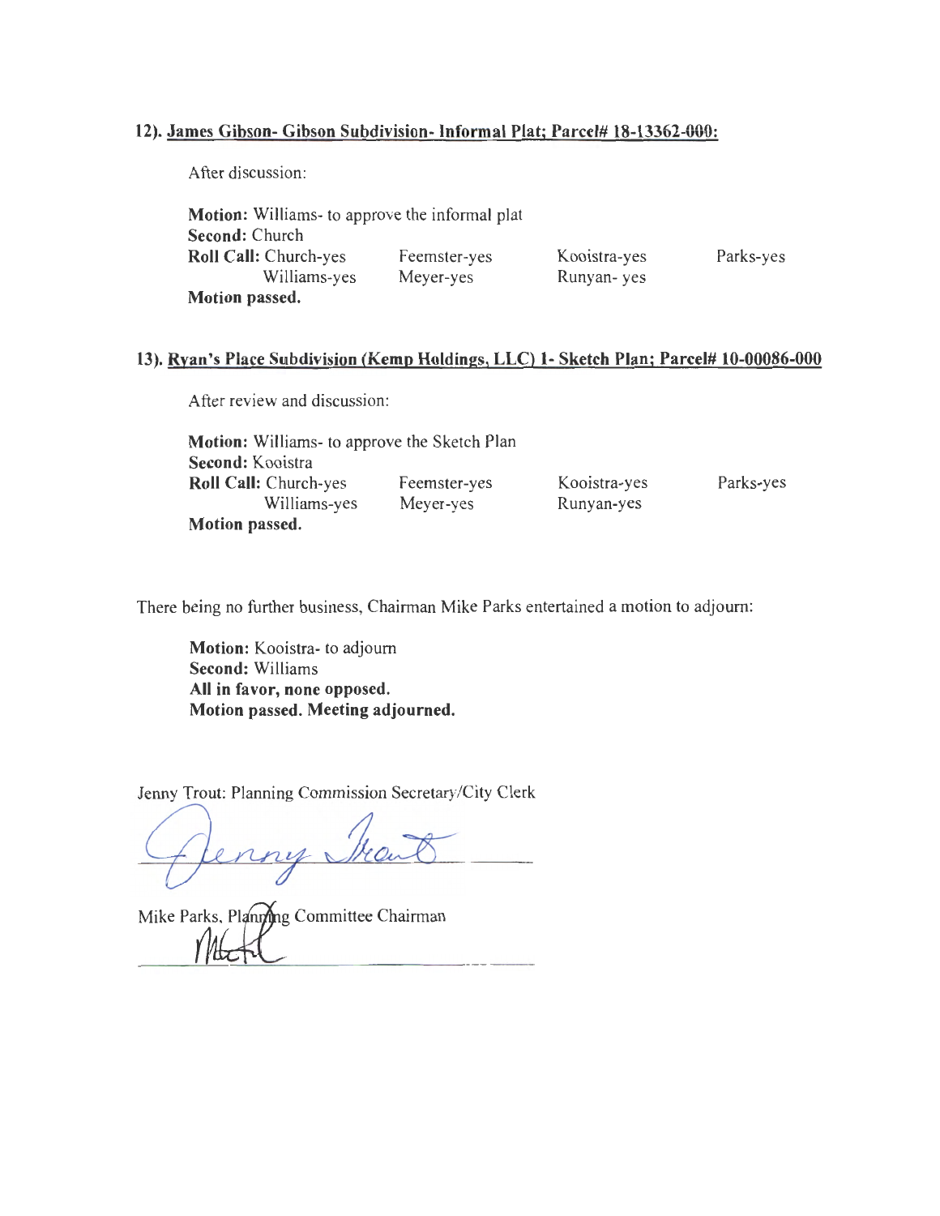**12). James Gibson- Gibson Subdivision- Informal Plat; Parcel# 18-13362-000:**

After discussion:

**Motion:** Williams- to approve the informal plat
**Second:** Church
**Roll Call:** Church-yes Feemster-yes Kooistra-yes Parks-yes
Williams-yes Meyer-yes Runyan- yes
**Motion passed.**

**13). Ryan's Place Subdivision (Kemp Holdings, LLC) 1- Sketch Plan; Parcel# 10-00086-000**

After review and discussion:

**Motion:** Williams- to approve the Sketch Plan
**Second:** Kooistra
**Roll Call:** Church-yes Feemster-yes Kooistra-yes Parks-yes
Williams-yes Meyer-yes Runyan-yes
**Motion passed.**

There being no further business, Chairman Mike Parks entertained a motion to adjourn:

**Motion:** Kooistra- to adjourn
**Second:** Williams
**All in favor, none opposed.**
**Motion passed. Meeting adjourned.**

Jenny Trout: Planning Commission Secretary/City Clerk

Jenny Trout

Mike Parks, Planning Committee Chairman